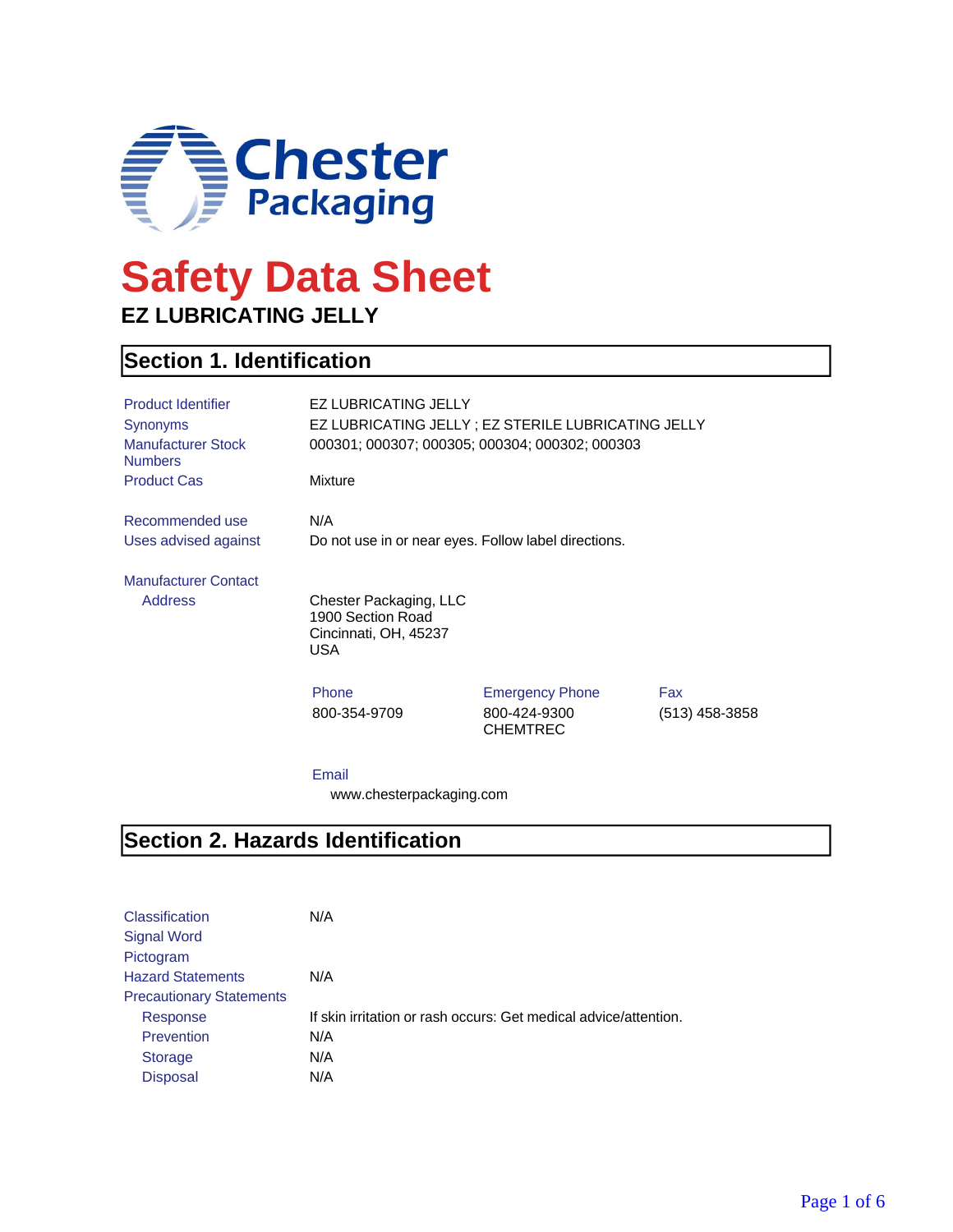Chester Packaging

# Safety Data Sheet

## EZ LUBRICATING JELLY

## Section 1. Identification

| | |
|---|---|
| Product Identifier | EZ LUBRICATING JELLY |
| Synonyms | EZ LUBRICATING JELLY ; EZ STERILE LUBRICATING JELLY |
| Manufacturer Stock Numbers | 000301; 000307; 000305; 000304; 000302; 000303 |
| Product Cas | Mixture |
| Recommended use | N/A |
| Uses advised against | Do not use in or near eyes. Follow label directions. |

**Manufacturer Contact**

Address

Chester Packaging, LLC
1900 Section Road
Cincinnati, OH, 45237
USA

| Phone | Emergency Phone | Fax |
|---|---|---|
| 800-354-9709 | 800-424-9300 CHEMTREC | (513) 458-3858 |

Email
www.chesterpackaging.com

## Section 2. Hazards Identification

| | |
|---|---|
| Classification | N/A |
| Signal Word | |
| Pictogram | |
| Hazard Statements | N/A |
| Precautionary Statements | |
| Response | If skin irritation or rash occurs: Get medical advice/attention. |
| Prevention | N/A |
| Storage | N/A |
| Disposal | N/A |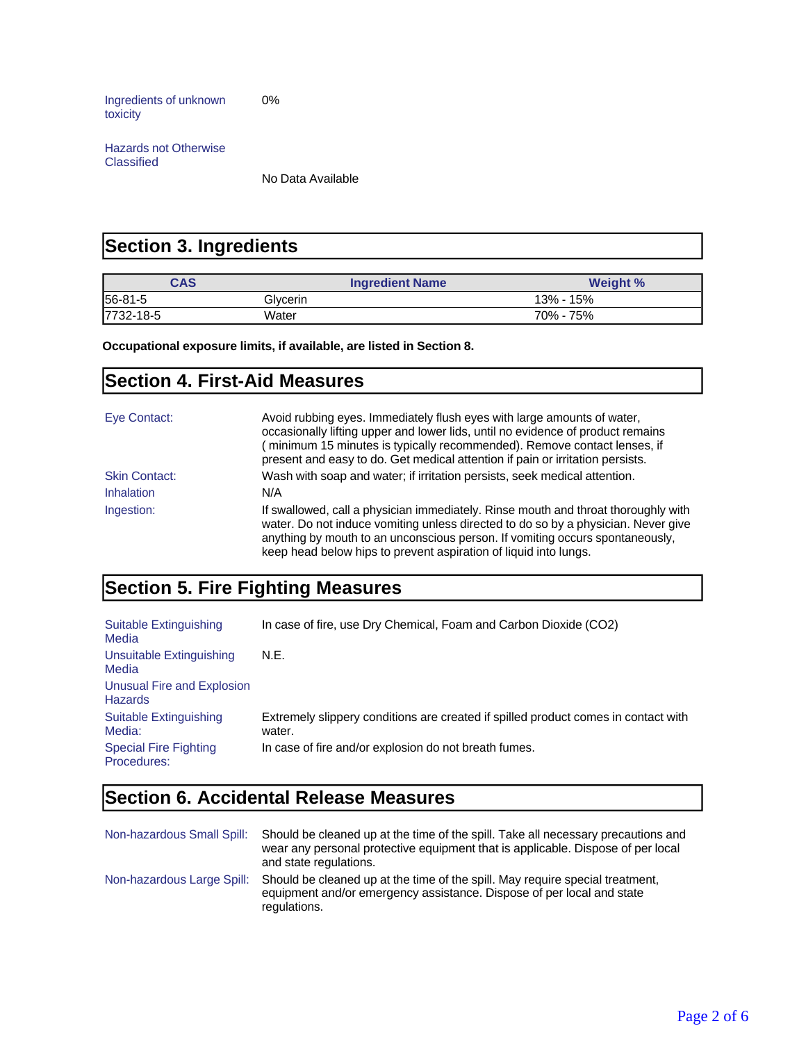| | |
|---|---|
| Ingredients of unknown toxicity | 0% |
| Hazards not Otherwise Classified | No Data Available |

## Section 3. Ingredients

| CAS | Ingredient Name | Weight % |
|---|---|---|
| 56-81-5 | Glycerin | 13% - 15% |
| 7732-18-5 | Water | 70% - 75% |

**Occupational exposure limits, if available, are listed in Section 8.**

## Section 4. First-Aid Measures

| | |
|---|---|
| Eye Contact: | Avoid rubbing eyes. Immediately flush eyes with large amounts of water, occasionally lifting upper and lower lids, until no evidence of product remains ( minimum 15 minutes is typically recommended). Remove contact lenses, if present and easy to do. Get medical attention if pain or irritation persists. |
| Skin Contact: | Wash with soap and water; if irritation persists, seek medical attention. |
| Inhalation | N/A |
| Ingestion: | If swallowed, call a physician immediately. Rinse mouth and throat thoroughly with water. Do not induce vomiting unless directed to do so by a physician. Never give anything by mouth to an unconscious person. If vomiting occurs spontaneously, keep head below hips to prevent aspiration of liquid into lungs. |

## Section 5. Fire Fighting Measures

| | |
|---|---|
| Suitable Extinguishing Media | In case of fire, use Dry Chemical, Foam and Carbon Dioxide ($CO_2$) |
| Unsuitable Extinguishing Media | N.E. |
| Unusual Fire and Explosion Hazards | |
| Suitable Extinguishing Media: | Extremely slippery conditions are created if spilled product comes in contact with water. |
| Special Fire Fighting Procedures: | In case of fire and/or explosion do not breath fumes. |

## Section 6. Accidental Release Measures

| | |
|---|---|
| Non-hazardous Small Spill: | Should be cleaned up at the time of the spill. Take all necessary precautions and wear any personal protective equipment that is applicable. Dispose of per local and state regulations. |
| Non-hazardous Large Spill: | Should be cleaned up at the time of the spill. May require special treatment, equipment and/or emergency assistance. Dispose of per local and state regulations. |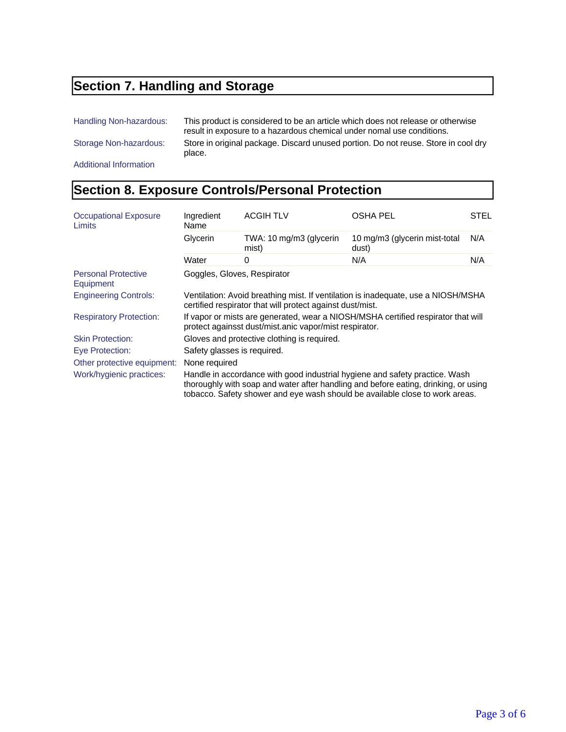## Section 7. Handling and Storage

| | |
|---|---|
| Handling Non-hazardous: | This product is considered to be an article which does not release or otherwise result in exposure to a hazardous chemical under nomal use conditions. |
| Storage Non-hazardous: | Store in original package. Discard unused portion. Do not reuse. Store in cool dry place. |
| Additional Information | |

## Section 8. Exposure Controls/Personal Protection

| | Ingredient Name | ACGIH TLV | OSHA PEL | STEL |
|---|---|---|---|---|
| Occupational Exposure Limits | Glycerin | TWA: 10 mg/m3 (glycerin mist) | 10 mg/m3 (glycerin mist-total dust) | N/A |
| | Water | 0 | N/A | N/A |

| | |
|---|---|
| Personal Protective Equipment | Goggles, Gloves, Respirator |
| Engineering Controls: | Ventilation: Avoid breathing mist. If ventilation is inadequate, use a NIOSH/MSHA certified respirator that will protect against dust/mist. |
| Respiratory Protection: | If vapor or mists are generated, wear a NIOSH/MSHA certified respirator that will protect againsst dust/mist.anic vapor/mist respirator. |
| Skin Protection: | Gloves and protective clothing is required. |
| Eye Protection: | Safety glasses is required. |
| Other protective equipment: | None required |
| Work/hygienic practices: | Handle in accordance with good industrial hygiene and safety practice. Wash thoroughly with soap and water after handling and before eating, drinking, or using tobacco. Safety shower and eye wash should be available close to work areas. |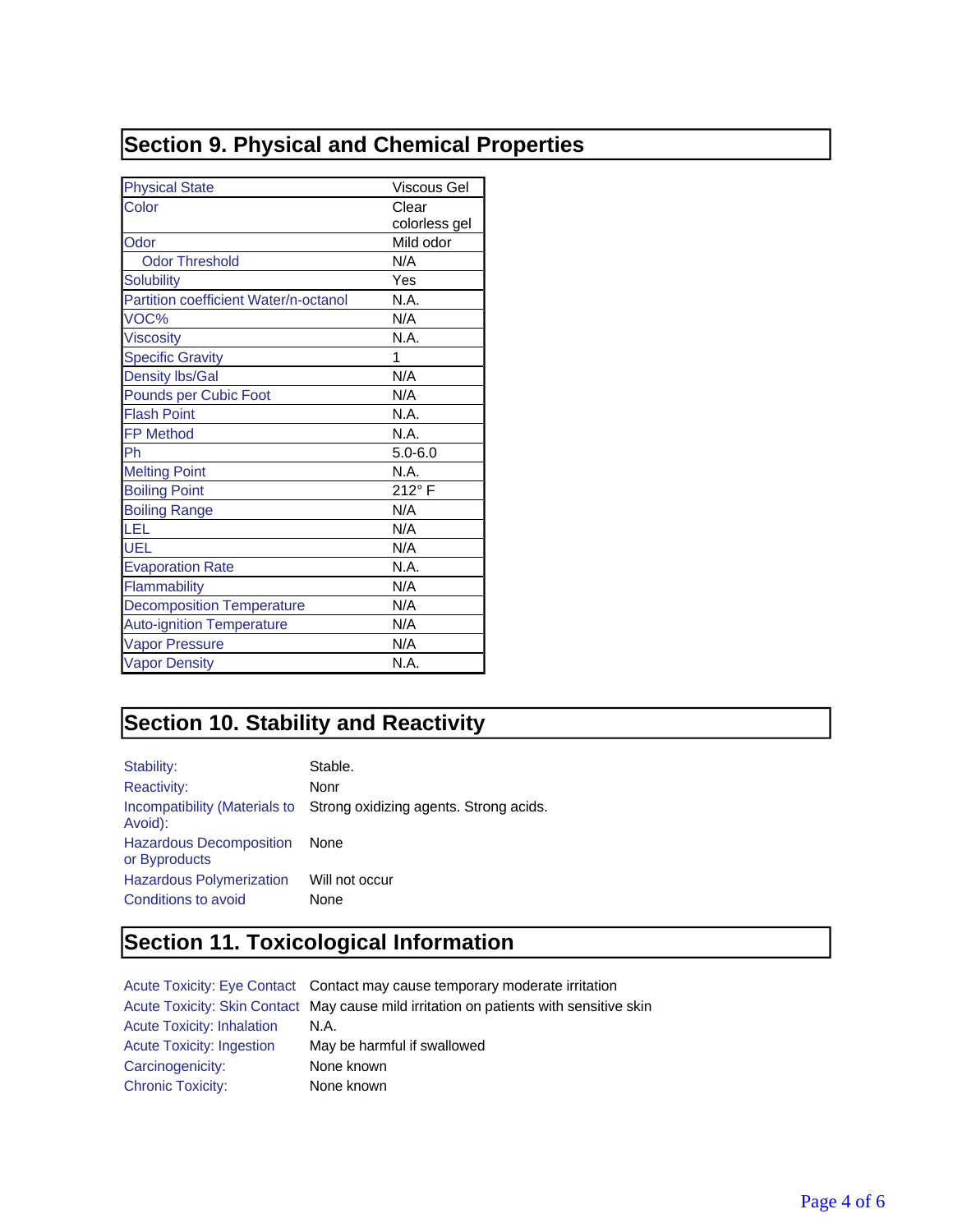## Section 9. Physical and Chemical Properties

| Property | Value |
|---|---|
| Physical State | Viscous Gel |
| Color | Clear colorless gel |
| Odor | Mild odor |
| Odor Threshold | N/A |
| Solubility | Yes |
| Partition coefficient Water/n-octanol | N.A. |
| VOC% | N/A |
| Viscosity | N.A. |
| Specific Gravity | 1 |
| Density lbs/Gal | N/A |
| Pounds per Cubic Foot | N/A |
| Flash Point | N.A. |
| FP Method | N.A. |
| Ph | 5.0-6.0 |
| Melting Point | N.A. |
| Boiling Point | 212° F |
| Boiling Range | N/A |
| LEL | N/A |
| UEL | N/A |
| Evaporation Rate | N.A. |
| Flammability | N/A |
| Decomposition Temperature | N/A |
| Auto-ignition Temperature | N/A |
| Vapor Pressure | N/A |
| Vapor Density | N.A. |

## Section 10. Stability and Reactivity

| | |
|---|---|
| Stability: | Stable. |
| Reactivity: | Nonr |
| Incompatibility (Materials to Avoid): | Strong oxidizing agents. Strong acids. |
| Hazardous Decomposition or Byproducts | None |
| Hazardous Polymerization | Will not occur |
| Conditions to avoid | None |

## Section 11. Toxicological Information

| | |
|---|---|
| Acute Toxicity: Eye Contact | Contact may cause temporary moderate irritation |
| Acute Toxicity: Skin Contact | May cause mild irritation on patients with sensitive skin |
| Acute Toxicity: Inhalation | N.A. |
| Acute Toxicity: Ingestion | May be harmful if swallowed |
| Carcinogenicity: | None known |
| Chronic Toxicity: | None known |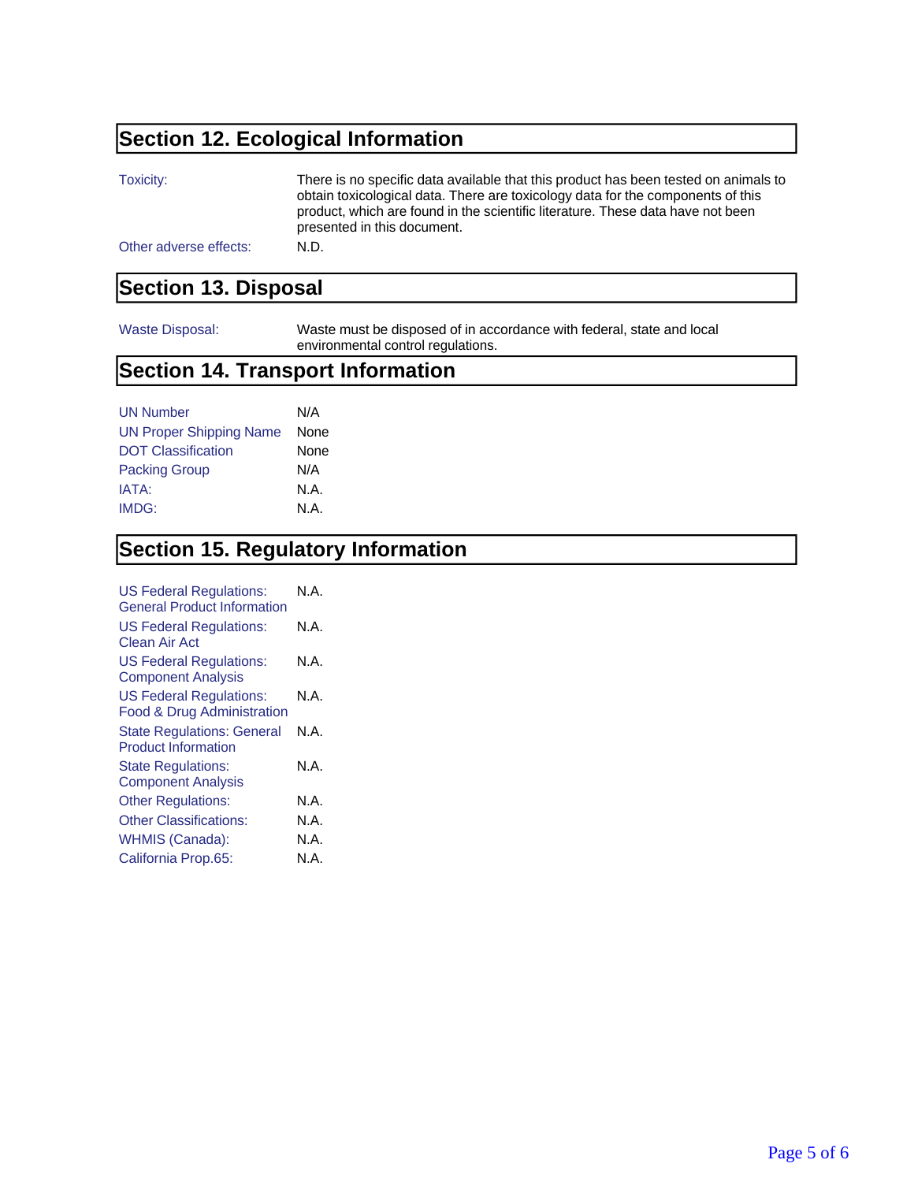## Section 12. Ecological Information

| | |
|---|---|
| Toxicity: | There is no specific data available that this product has been tested on animals to obtain toxicological data. There are toxicology data for the components of this product, which are found in the scientific literature. These data have not been presented in this document. |
| Other adverse effects: | N.D. |

## Section 13. Disposal

| | |
|---|---|
| Waste Disposal: | Waste must be disposed of in accordance with federal, state and local environmental control regulations. |

## Section 14. Transport Information

| | |
|---|---|
| UN Number | N/A |
| UN Proper Shipping Name | None |
| DOT Classification | None |
| Packing Group | N/A |
| IATA: | N.A. |
| IMDG: | N.A. |

## Section 15. Regulatory Information

| | |
|---|---|
| US Federal Regulations: General Product Information | N.A. |
| US Federal Regulations: Clean Air Act | N.A. |
| US Federal Regulations: Component Analysis | N.A. |
| US Federal Regulations: Food & Drug Administration | N.A. |
| State Regulations: General Product Information | N.A. |
| State Regulations: Component Analysis | N.A. |
| Other Regulations: | N.A. |
| Other Classifications: | N.A. |
| WHMIS (Canada): | N.A. |
| California Prop.65: | N.A. |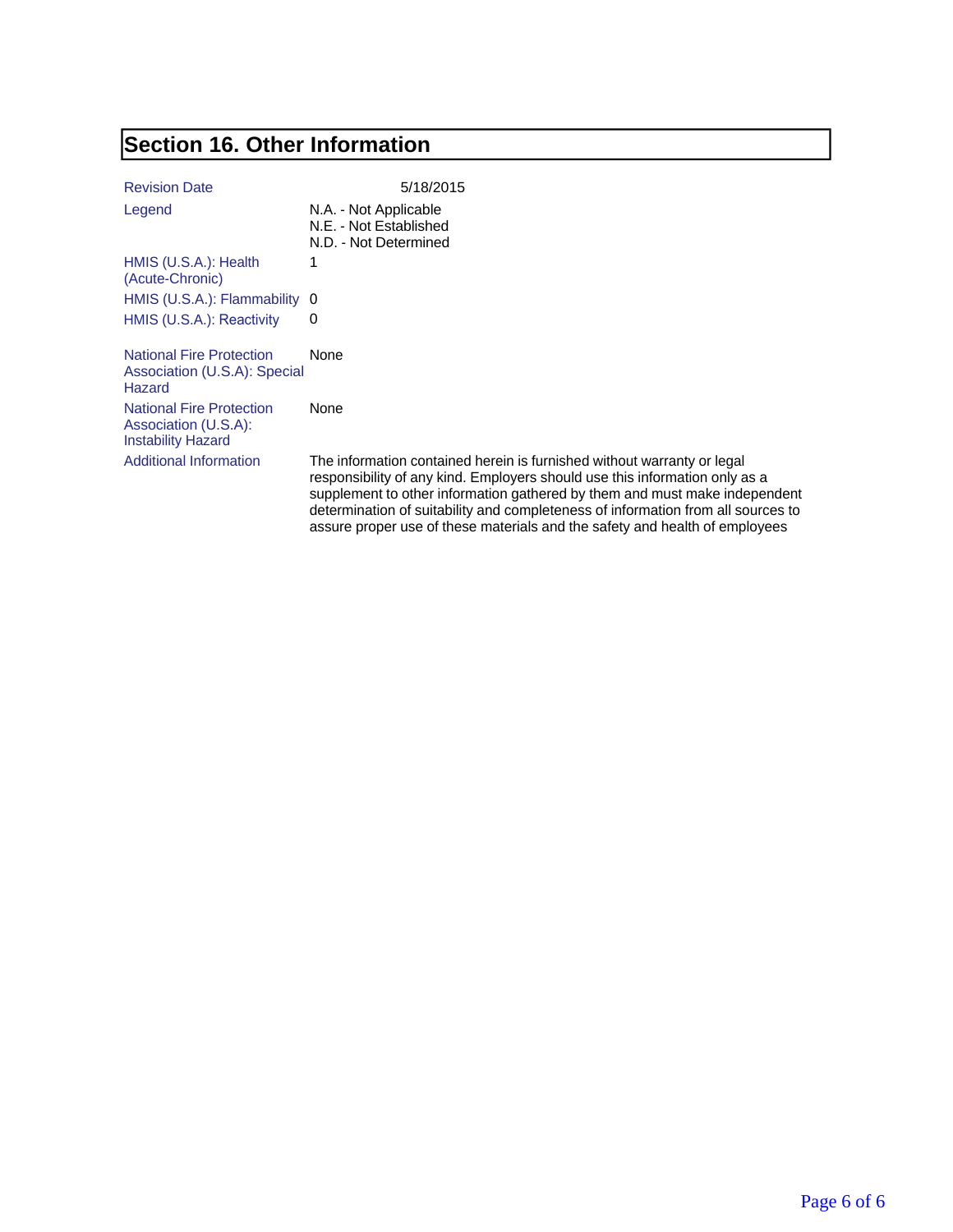## Section 16. Other Information

| | |
|---|---|
| Revision Date | 5/18/2015 |
| Legend | N.A. - Not Applicable<br>N.E. - Not Established<br>N.D. - Not Determined |
| HMIS (U.S.A.): Health (Acute-Chronic) | 1 |
| HMIS (U.S.A.): Flammability | 0 |
| HMIS (U.S.A.): Reactivity | 0 |
| National Fire Protection Association (U.S.A): Special Hazard | None |
| National Fire Protection Association (U.S.A): Instability Hazard | None |
| Additional Information | The information contained herein is furnished without warranty or legal responsibility of any kind. Employers should use this information only as a supplement to other information gathered by them and must make independent determination of suitability and completeness of information from all sources to assure proper use of these materials and the safety and health of employees |